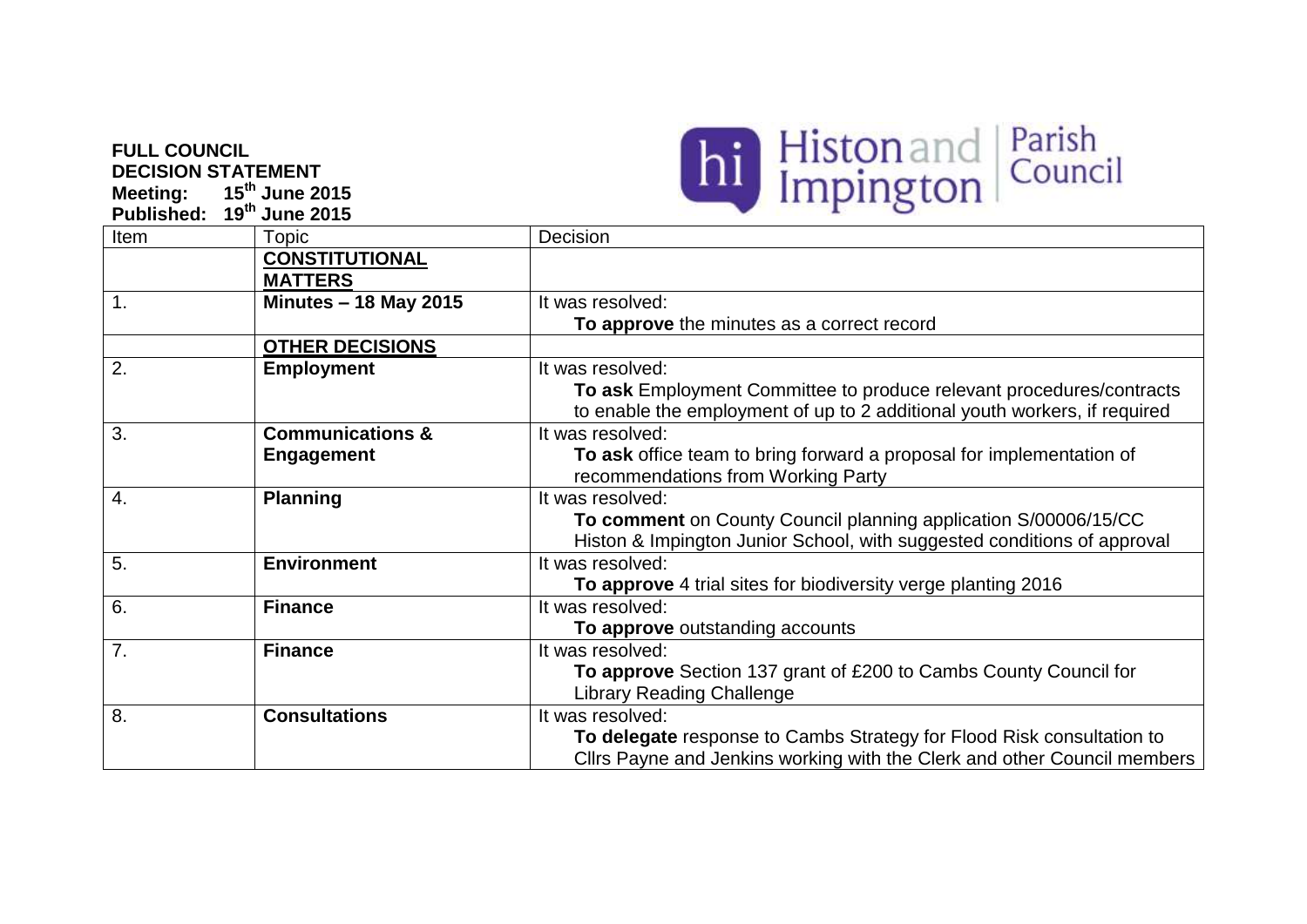**FULL COUNCIL**
**DECISION STATEMENT**
**Meeting: 15th June 2015**
**Published: 19th June 2015**

Histon and Impington Parish Council

| Item | Topic | Decision |
|---|---|---|
| | **CONSTITUTIONAL MATTERS** | |
| 1. | **Minutes – 18 May 2015** | It was resolved: **To approve** the minutes as a correct record |
| | **OTHER DECISIONS** | |
| 2. | **Employment** | It was resolved: **To ask** Employment Committee to produce relevant procedures/contracts to enable the employment of up to 2 additional youth workers, if required |
| 3. | **Communications & Engagement** | It was resolved: **To ask** office team to bring forward a proposal for implementation of recommendations from Working Party |
| 4. | **Planning** | It was resolved: **To comment** on County Council planning application S/00006/15/CC Histon & Impington Junior School, with suggested conditions of approval |
| 5. | **Environment** | It was resolved: **To approve** 4 trial sites for biodiversity verge planting 2016 |
| 6. | **Finance** | It was resolved: **To approve** outstanding accounts |
| 7. | **Finance** | It was resolved: **To approve** Section 137 grant of £200 to Cambs County Council for Library Reading Challenge |
| 8. | **Consultations** | It was resolved: **To delegate** response to Cambs Strategy for Flood Risk consultation to Cllrs Payne and Jenkins working with the Clerk and other Council members |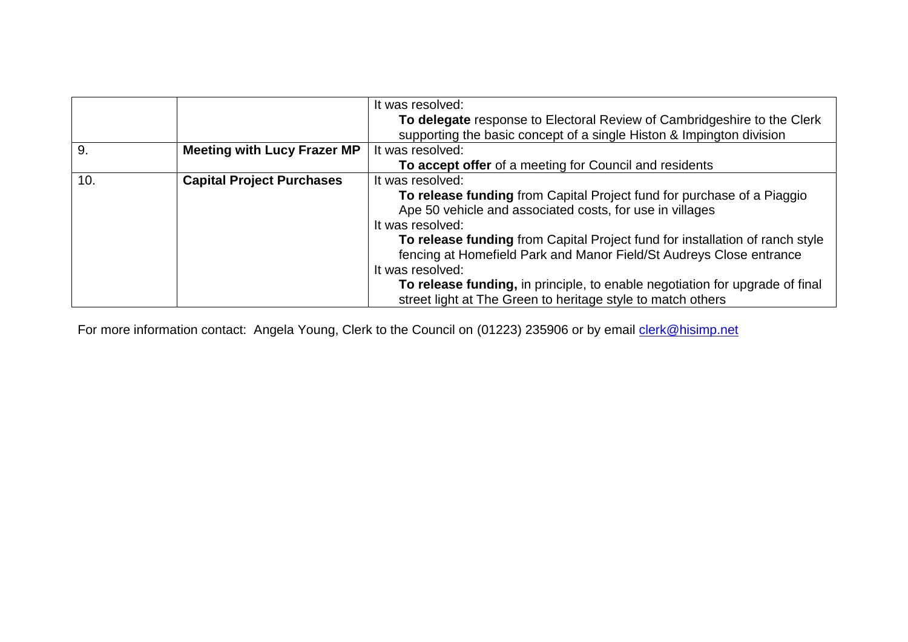| | | |
|---|---|---|
| | | It was resolved: **To delegate** response to Electoral Review of Cambridgeshire to the Clerk supporting the basic concept of a single Histon & Impington division |
| 9. | **Meeting with Lucy Frazer MP** | It was resolved: **To accept offer** of a meeting for Council and residents |
| 10. | **Capital Project Purchases** | It was resolved: **To release funding** from Capital Project fund for purchase of a Piaggio Ape 50 vehicle and associated costs, for use in villages<br>It was resolved: **To release funding** from Capital Project fund for installation of ranch style fencing at Homefield Park and Manor Field/St Audreys Close entrance<br>It was resolved: **To release funding,** in principle, to enable negotiation for upgrade of final street light at The Green to heritage style to match others |

For more information contact: Angela Young, Clerk to the Council on (01223) 235906 or by email clerk@hisimp.net